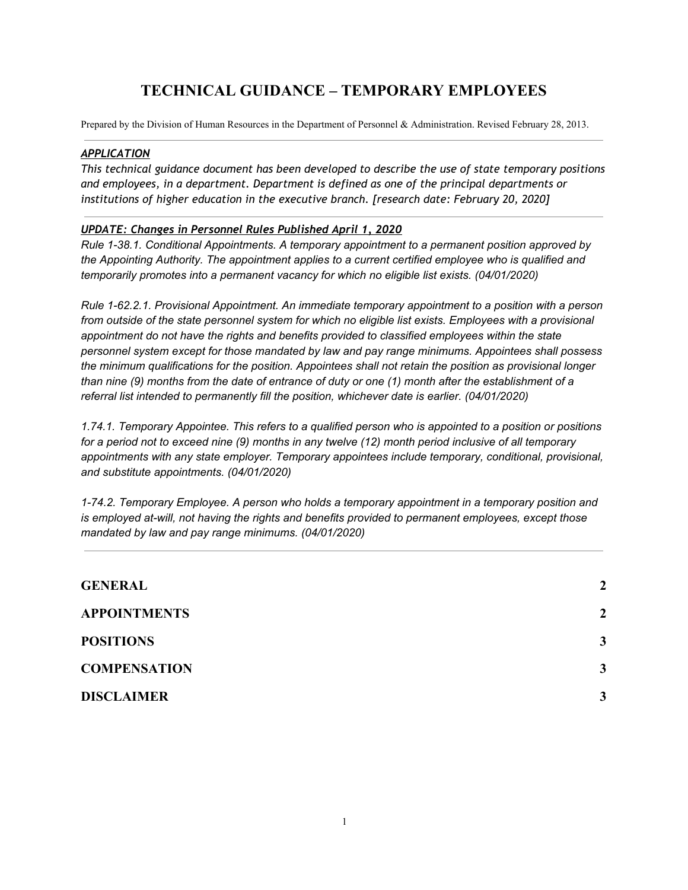# TECHNICAL GUIDANCE – TEMPORARY EMPLOYEES

Prepared by the Division of Human Resources in the Department of Personnel & Administration. Revised February 28, 2013.

---

***APPLICATION***

*This technical guidance document has been developed to describe the use of state temporary positions and employees, in a department. Department is defined as one of the principal departments or institutions of higher education in the executive branch. [research date: February 20, 2020]*

---

***UPDATE: Changes in Personnel Rules Published April 1, 2020***

*Rule 1-38.1. Conditional Appointments. A temporary appointment to a permanent position approved by the Appointing Authority. The appointment applies to a current certified employee who is qualified and temporarily promotes into a permanent vacancy for which no eligible list exists. (04/01/2020)*

*Rule 1-62.2.1. Provisional Appointment. An immediate temporary appointment to a position with a person from outside of the state personnel system for which no eligible list exists. Employees with a provisional appointment do not have the rights and benefits provided to classified employees within the state personnel system except for those mandated by law and pay range minimums. Appointees shall possess the minimum qualifications for the position. Appointees shall not retain the position as provisional longer than nine (9) months from the date of entrance of duty or one (1) month after the establishment of a referral list intended to permanently fill the position, whichever date is earlier. (04/01/2020)*

*1.74.1. Temporary Appointee. This refers to a qualified person who is appointed to a position or positions for a period not to exceed nine (9) months in any twelve (12) month period inclusive of all temporary appointments with any state employer. Temporary appointees include temporary, conditional, provisional, and substitute appointments. (04/01/2020)*

*1-74.2. Temporary Employee. A person who holds a temporary appointment in a temporary position and is employed at-will, not having the rights and benefits provided to permanent employees, except those mandated by law and pay range minimums. (04/01/2020)*

---

| | |
|---|---|
| **GENERAL** | **2** |
| **APPOINTMENTS** | **2** |
| **POSITIONS** | **3** |
| **COMPENSATION** | **3** |
| **DISCLAIMER** | **3** |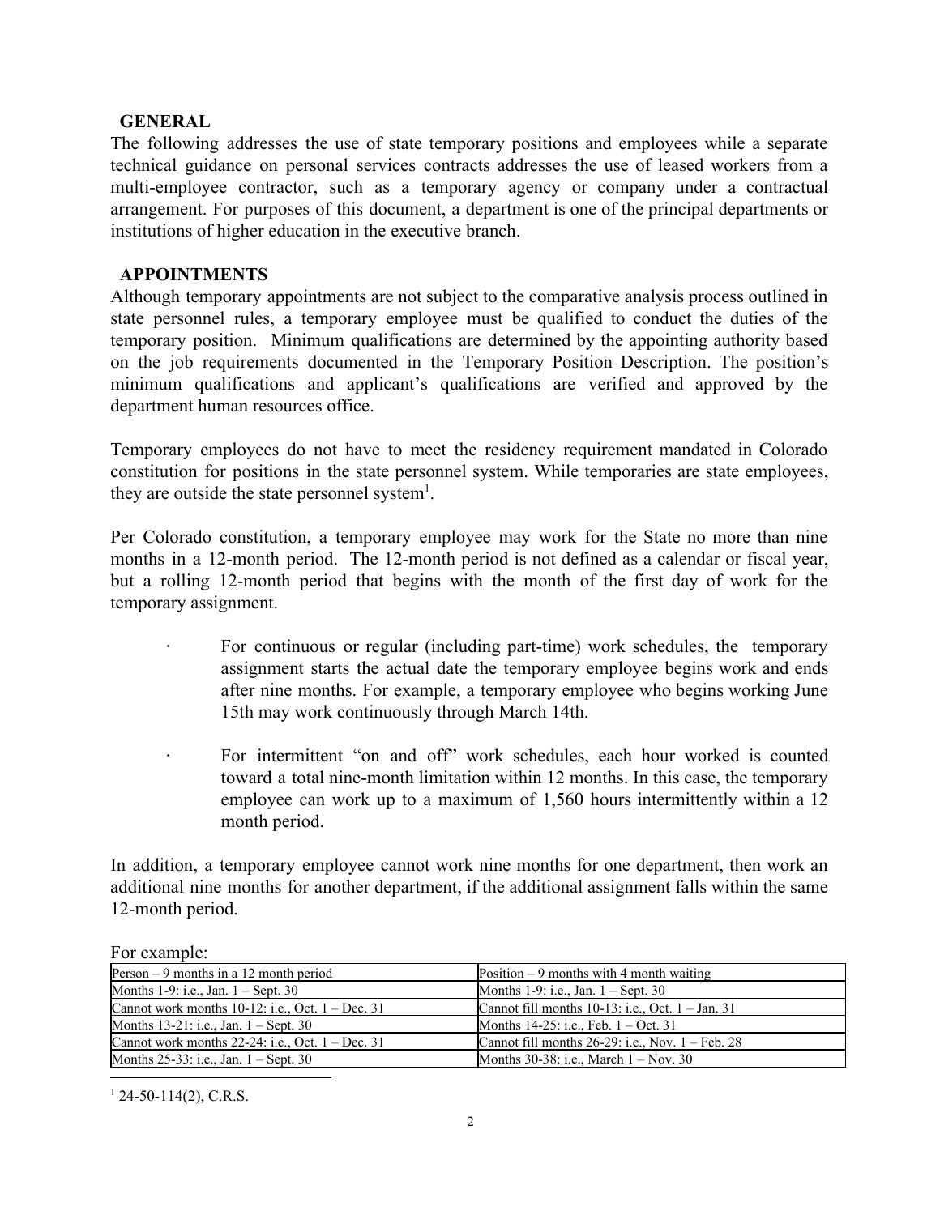## GENERAL

The following addresses the use of state temporary positions and employees while a separate technical guidance on personal services contracts addresses the use of leased workers from a multi-employee contractor, such as a temporary agency or company under a contractual arrangement. For purposes of this document, a department is one of the principal departments or institutions of higher education in the executive branch.

## APPOINTMENTS

Although temporary appointments are not subject to the comparative analysis process outlined in state personnel rules, a temporary employee must be qualified to conduct the duties of the temporary position. Minimum qualifications are determined by the appointing authority based on the job requirements documented in the Temporary Position Description. The position's minimum qualifications and applicant's qualifications are verified and approved by the department human resources office.

Temporary employees do not have to meet the residency requirement mandated in Colorado constitution for positions in the state personnel system. While temporaries are state employees, they are outside the state personnel system[1].

Per Colorado constitution, a temporary employee may work for the State no more than nine months in a 12-month period. The 12-month period is not defined as a calendar or fiscal year, but a rolling 12-month period that begins with the month of the first day of work for the temporary assignment.

- For continuous or regular (including part-time) work schedules, the temporary assignment starts the actual date the temporary employee begins work and ends after nine months. For example, a temporary employee who begins working June 15th may work continuously through March 14th.
- For intermittent "on and off" work schedules, each hour worked is counted toward a total nine-month limitation within 12 months. In this case, the temporary employee can work up to a maximum of 1,560 hours intermittently within a 12 month period.

In addition, a temporary employee cannot work nine months for one department, then work an additional nine months for another department, if the additional assignment falls within the same 12-month period.

For example:

| Person – 9 months in a 12 month period | Position – 9 months with 4 month waiting |
|---|---|
| Months 1-9: i.e., Jan. 1 – Sept. 30 | Months 1-9: i.e., Jan. 1 – Sept. 30 |
| Cannot work months 10-12: i.e., Oct. 1 – Dec. 31 | Cannot fill months 10-13: i.e., Oct. 1 – Jan. 31 |
| Months 13-21: i.e., Jan. 1 – Sept. 30 | Months 14-25: i.e., Feb. 1 – Oct. 31 |
| Cannot work months 22-24: i.e., Oct. 1 – Dec. 31 | Cannot fill months 26-29: i.e., Nov. 1 – Feb. 28 |
| Months 25-33: i.e., Jan. 1 – Sept. 30 | Months 30-38: i.e., March 1 – Nov. 30 |

[1] 24-50-114(2), C.R.S.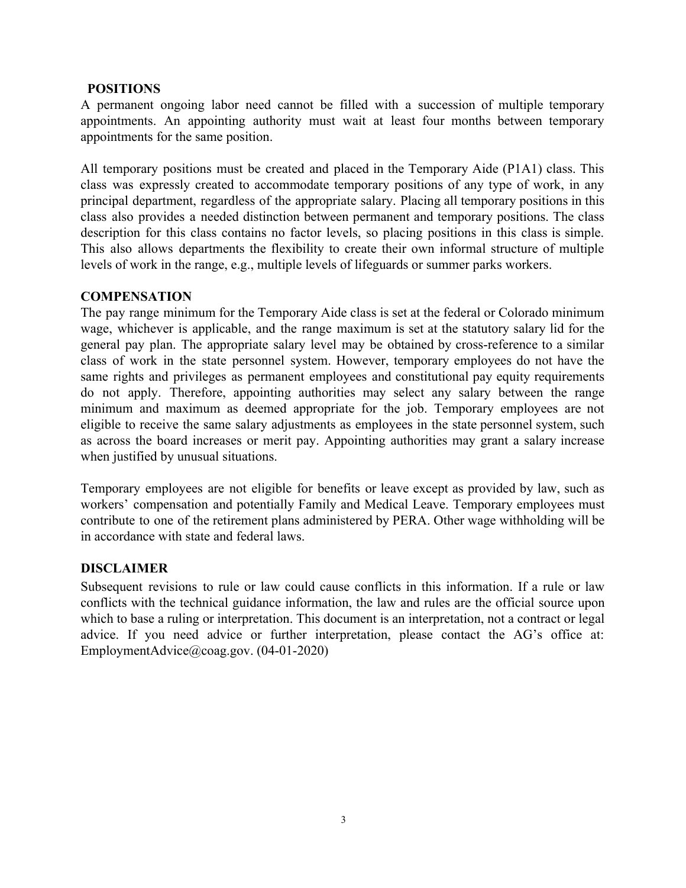## POSITIONS

A permanent ongoing labor need cannot be filled with a succession of multiple temporary appointments. An appointing authority must wait at least four months between temporary appointments for the same position.

All temporary positions must be created and placed in the Temporary Aide (P1A1) class. This class was expressly created to accommodate temporary positions of any type of work, in any principal department, regardless of the appropriate salary. Placing all temporary positions in this class also provides a needed distinction between permanent and temporary positions. The class description for this class contains no factor levels, so placing positions in this class is simple. This also allows departments the flexibility to create their own informal structure of multiple levels of work in the range, e.g., multiple levels of lifeguards or summer parks workers.

## COMPENSATION

The pay range minimum for the Temporary Aide class is set at the federal or Colorado minimum wage, whichever is applicable, and the range maximum is set at the statutory salary lid for the general pay plan. The appropriate salary level may be obtained by cross-reference to a similar class of work in the state personnel system. However, temporary employees do not have the same rights and privileges as permanent employees and constitutional pay equity requirements do not apply. Therefore, appointing authorities may select any salary between the range minimum and maximum as deemed appropriate for the job. Temporary employees are not eligible to receive the same salary adjustments as employees in the state personnel system, such as across the board increases or merit pay. Appointing authorities may grant a salary increase when justified by unusual situations.

Temporary employees are not eligible for benefits or leave except as provided by law, such as workers' compensation and potentially Family and Medical Leave. Temporary employees must contribute to one of the retirement plans administered by PERA. Other wage withholding will be in accordance with state and federal laws.

## DISCLAIMER

Subsequent revisions to rule or law could cause conflicts in this information. If a rule or law conflicts with the technical guidance information, the law and rules are the official source upon which to base a ruling or interpretation. This document is an interpretation, not a contract or legal advice. If you need advice or further interpretation, please contact the AG's office at: EmploymentAdvice@coag.gov. (04-01-2020)